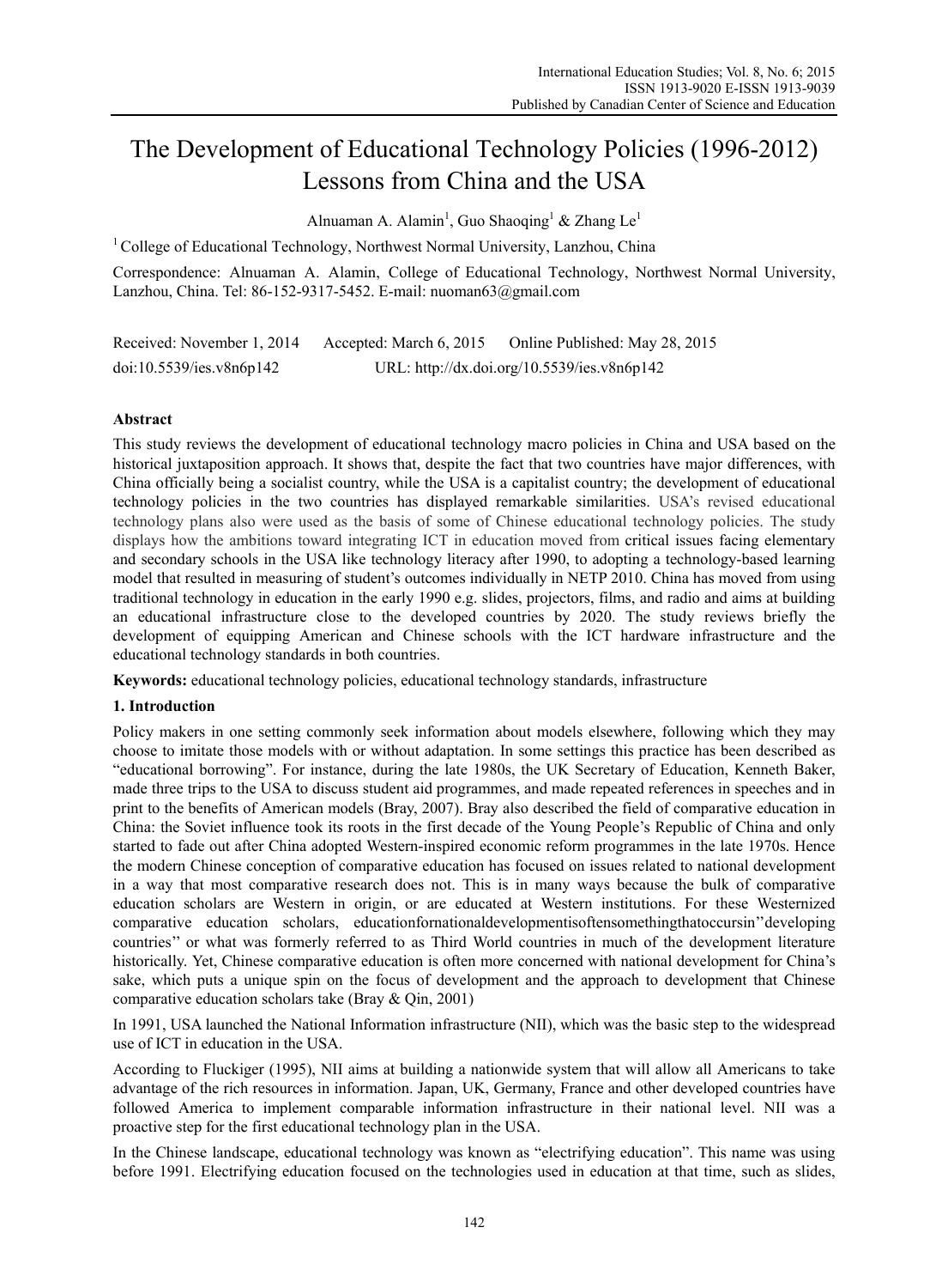# The Development of Educational Technology Policies (1996-2012) Lessons from China and the USA

Alnuaman A. Alamin[1], Guo Shaoqing[1] & Zhang Le[1]

[1] College of Educational Technology, Northwest Normal University, Lanzhou, China

Correspondence: Alnuaman A. Alamin, College of Educational Technology, Northwest Normal University, Lanzhou, China. Tel: 86-152-9317-5452. E-mail: nuoman63@gmail.com

Received: November 1, 2014 Accepted: March 6, 2015 Online Published: May 28, 2015

doi:10.5539/ies.v8n6p142 URL: http://dx.doi.org/10.5539/ies.v8n6p142

## Abstract

This study reviews the development of educational technology macro policies in China and USA based on the historical juxtaposition approach. It shows that, despite the fact that two countries have major differences, with China officially being a socialist country, while the USA is a capitalist country; the development of educational technology policies in the two countries has displayed remarkable similarities. USA's revised educational technology plans also were used as the basis of some of Chinese educational technology policies. The study displays how the ambitions toward integrating ICT in education moved from critical issues facing elementary and secondary schools in the USA like technology literacy after 1990, to adopting a technology-based learning model that resulted in measuring of student's outcomes individually in NETP 2010. China has moved from using traditional technology in education in the early 1990 e.g. slides, projectors, films, and radio and aims at building an educational infrastructure close to the developed countries by 2020. The study reviews briefly the development of equipping American and Chinese schools with the ICT hardware infrastructure and the educational technology standards in both countries.

**Keywords:** educational technology policies, educational technology standards, infrastructure

## 1. Introduction

Policy makers in one setting commonly seek information about models elsewhere, following which they may choose to imitate those models with or without adaptation. In some settings this practice has been described as "educational borrowing". For instance, during the late 1980s, the UK Secretary of Education, Kenneth Baker, made three trips to the USA to discuss student aid programmes, and made repeated references in speeches and in print to the benefits of American models (Bray, 2007). Bray also described the field of comparative education in China: the Soviet influence took its roots in the first decade of the Young People's Republic of China and only started to fade out after China adopted Western-inspired economic reform programmes in the late 1970s. Hence the modern Chinese conception of comparative education has focused on issues related to national development in a way that most comparative research does not. This is in many ways because the bulk of comparative education scholars are Western in origin, or are educated at Western institutions. For these Westernized comparative education scholars, educationfornationaldevelopmentisoftensomethingthatoccursin''developing countries'' or what was formerly referred to as Third World countries in much of the development literature historically. Yet, Chinese comparative education is often more concerned with national development for China's sake, which puts a unique spin on the focus of development and the approach to development that Chinese comparative education scholars take (Bray & Qin, 2001)

In 1991, USA launched the National Information infrastructure (NII), which was the basic step to the widespread use of ICT in education in the USA.

According to Fluckiger (1995), NII aims at building a nationwide system that will allow all Americans to take advantage of the rich resources in information. Japan, UK, Germany, France and other developed countries have followed America to implement comparable information infrastructure in their national level. NII was a proactive step for the first educational technology plan in the USA.

In the Chinese landscape, educational technology was known as "electrifying education". This name was using before 1991. Electrifying education focused on the technologies used in education at that time, such as slides,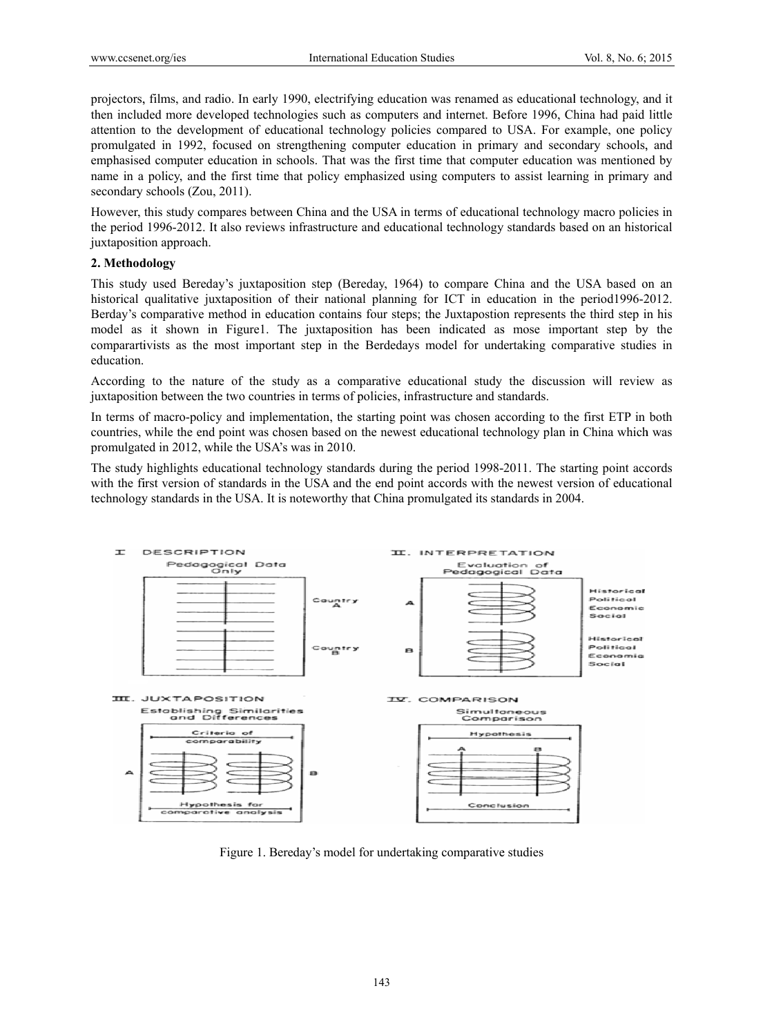projectors, films, and radio. In early 1990, electrifying education was renamed as educational technology, and it then included more developed technologies such as computers and internet. Before 1996, China had paid little attention to the development of educational technology policies compared to USA. For example, one policy promulgated in 1992, focused on strengthening computer education in primary and secondary schools, and emphasised computer education in schools. That was the first time that computer education was mentioned by name in a policy, and the first time that policy emphasized using computers to assist learning in primary and secondary schools (Zou, 2011).

However, this study compares between China and the USA in terms of educational technology macro policies in the period 1996-2012. It also reviews infrastructure and educational technology standards based on an historical juxtaposition approach.

## 2. Methodology

This study used Bereday's juxtaposition step (Bereday, 1964) to compare China and the USA based on an historical qualitative juxtaposition of their national planning for ICT in education in the period1996-2012. Berday's comparative method in education contains four steps; the Juxtapostion represents the third step in his model as it shown in Figure1. The juxtaposition has been indicated as mose important step by the comparartivists as the most important step in the Berdedays model for undertaking comparative studies in education.

According to the nature of the study as a comparative educational study the discussion will review as juxtaposition between the two countries in terms of policies, infrastructure and standards.

In terms of macro-policy and implementation, the starting point was chosen according to the first ETP in both countries, while the end point was chosen based on the newest educational technology plan in China which was promulgated in 2012, while the USA's was in 2010.

The study highlights educational technology standards during the period 1998-2011. The starting point accords with the first version of standards in the USA and the end point accords with the newest version of educational technology standards in the USA. It is noteworthy that China promulgated its standards in 2004.

Figure 1. Bereday's model for undertaking comparative studies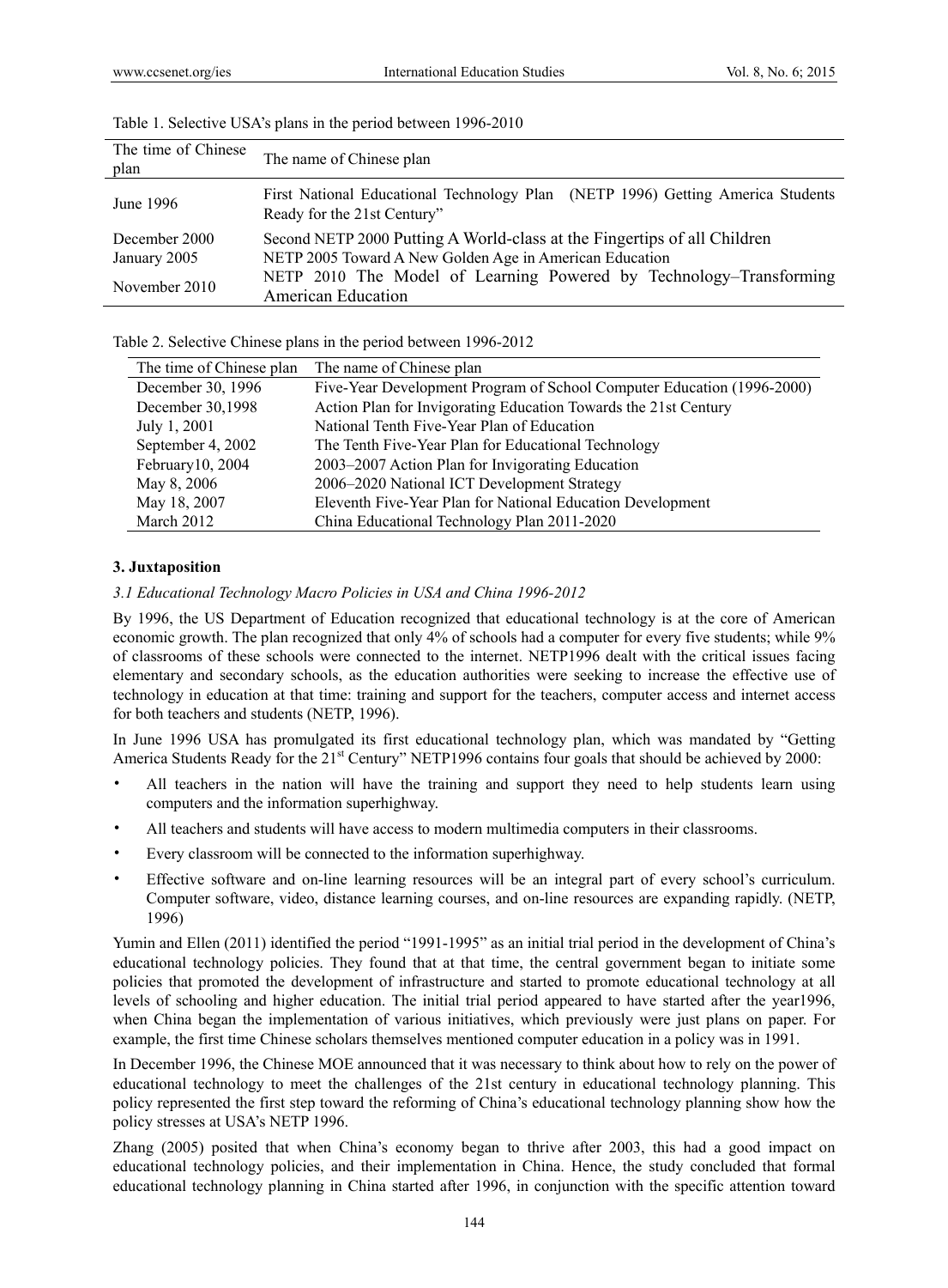Table 1. Selective USA's plans in the period between 1996-2010

| The time of Chinese plan | The name of Chinese plan |
|---|---|
| June 1996 | First National Educational Technology Plan (NETP 1996) Getting America Students Ready for the 21st Century" |
| December 2000 | Second NETP 2000 Putting A World-class at the Fingertips of all Children |
| January 2005 | NETP 2005 Toward A New Golden Age in American Education |
| November 2010 | NETP 2010 The Model of Learning Powered by Technology–Transforming American Education |

Table 2. Selective Chinese plans in the period between 1996-2012

| The time of Chinese plan | The name of Chinese plan |
|---|---|
| December 30, 1996 | Five-Year Development Program of School Computer Education (1996-2000) |
| December 30,1998 | Action Plan for Invigorating Education Towards the 21st Century |
| July 1, 2001 | National Tenth Five-Year Plan of Education |
| September 4, 2002 | The Tenth Five-Year Plan for Educational Technology |
| February10, 2004 | 2003–2007 Action Plan for Invigorating Education |
| May 8, 2006 | 2006–2020 National ICT Development Strategy |
| May 18, 2007 | Eleventh Five-Year Plan for National Education Development |
| March 2012 | China Educational Technology Plan 2011-2020 |

## 3. Juxtaposition

### *3.1 Educational Technology Macro Policies in USA and China 1996-2012*

By 1996, the US Department of Education recognized that educational technology is at the core of American economic growth. The plan recognized that only 4% of schools had a computer for every five students; while 9% of classrooms of these schools were connected to the internet. NETP1996 dealt with the critical issues facing elementary and secondary schools, as the education authorities were seeking to increase the effective use of technology in education at that time: training and support for the teachers, computer access and internet access for both teachers and students (NETP, 1996).

In June 1996 USA has promulgated its first educational technology plan, which was mandated by "Getting America Students Ready for the 21st Century" NETP1996 contains four goals that should be achieved by 2000:

- All teachers in the nation will have the training and support they need to help students learn using computers and the information superhighway.
- All teachers and students will have access to modern multimedia computers in their classrooms.
- Every classroom will be connected to the information superhighway.
- Effective software and on-line learning resources will be an integral part of every school's curriculum. Computer software, video, distance learning courses, and on-line resources are expanding rapidly. (NETP, 1996)

Yumin and Ellen (2011) identified the period "1991-1995" as an initial trial period in the development of China's educational technology policies. They found that at that time, the central government began to initiate some policies that promoted the development of infrastructure and started to promote educational technology at all levels of schooling and higher education. The initial trial period appeared to have started after the year1996, when China began the implementation of various initiatives, which previously were just plans on paper. For example, the first time Chinese scholars themselves mentioned computer education in a policy was in 1991.

In December 1996, the Chinese MOE announced that it was necessary to think about how to rely on the power of educational technology to meet the challenges of the 21st century in educational technology planning. This policy represented the first step toward the reforming of China's educational technology planning show how the policy stresses at USA's NETP 1996.

Zhang (2005) posited that when China's economy began to thrive after 2003, this had a good impact on educational technology policies, and their implementation in China. Hence, the study concluded that formal educational technology planning in China started after 1996, in conjunction with the specific attention toward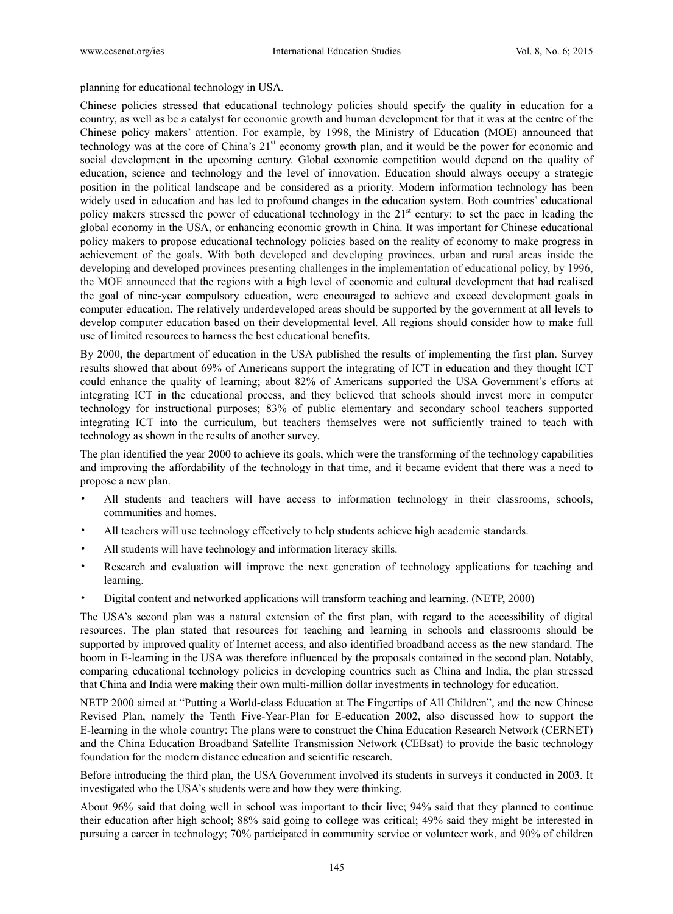planning for educational technology in USA.

Chinese policies stressed that educational technology policies should specify the quality in education for a country, as well as be a catalyst for economic growth and human development for that it was at the centre of the Chinese policy makers' attention. For example, by 1998, the Ministry of Education (MOE) announced that technology was at the core of China's 21st economy growth plan, and it would be the power for economic and social development in the upcoming century. Global economic competition would depend on the quality of education, science and technology and the level of innovation. Education should always occupy a strategic position in the political landscape and be considered as a priority. Modern information technology has been widely used in education and has led to profound changes in the education system. Both countries' educational policy makers stressed the power of educational technology in the 21st century: to set the pace in leading the global economy in the USA, or enhancing economic growth in China. It was important for Chinese educational policy makers to propose educational technology policies based on the reality of economy to make progress in achievement of the goals. With both developed and developing provinces, urban and rural areas inside the developing and developed provinces presenting challenges in the implementation of educational policy, by 1996, the MOE announced that the regions with a high level of economic and cultural development that had realised the goal of nine-year compulsory education, were encouraged to achieve and exceed development goals in computer education. The relatively underdeveloped areas should be supported by the government at all levels to develop computer education based on their developmental level. All regions should consider how to make full use of limited resources to harness the best educational benefits.

By 2000, the department of education in the USA published the results of implementing the first plan. Survey results showed that about 69% of Americans support the integrating of ICT in education and they thought ICT could enhance the quality of learning; about 82% of Americans supported the USA Government's efforts at integrating ICT in the educational process, and they believed that schools should invest more in computer technology for instructional purposes; 83% of public elementary and secondary school teachers supported integrating ICT into the curriculum, but teachers themselves were not sufficiently trained to teach with technology as shown in the results of another survey.

The plan identified the year 2000 to achieve its goals, which were the transforming of the technology capabilities and improving the affordability of the technology in that time, and it became evident that there was a need to propose a new plan.

- All students and teachers will have access to information technology in their classrooms, schools, communities and homes.
- All teachers will use technology effectively to help students achieve high academic standards.
- All students will have technology and information literacy skills.
- Research and evaluation will improve the next generation of technology applications for teaching and learning.
- Digital content and networked applications will transform teaching and learning. (NETP, 2000)

The USA's second plan was a natural extension of the first plan, with regard to the accessibility of digital resources. The plan stated that resources for teaching and learning in schools and classrooms should be supported by improved quality of Internet access, and also identified broadband access as the new standard. The boom in E-learning in the USA was therefore influenced by the proposals contained in the second plan. Notably, comparing educational technology policies in developing countries such as China and India, the plan stressed that China and India were making their own multi-million dollar investments in technology for education.

NETP 2000 aimed at "Putting a World-class Education at The Fingertips of All Children", and the new Chinese Revised Plan, namely the Tenth Five-Year-Plan for E-education 2002, also discussed how to support the E-learning in the whole country: The plans were to construct the China Education Research Network (CERNET) and the China Education Broadband Satellite Transmission Network (CEBsat) to provide the basic technology foundation for the modern distance education and scientific research.

Before introducing the third plan, the USA Government involved its students in surveys it conducted in 2003. It investigated who the USA's students were and how they were thinking.

About 96% said that doing well in school was important to their live; 94% said that they planned to continue their education after high school; 88% said going to college was critical; 49% said they might be interested in pursuing a career in technology; 70% participated in community service or volunteer work, and 90% of children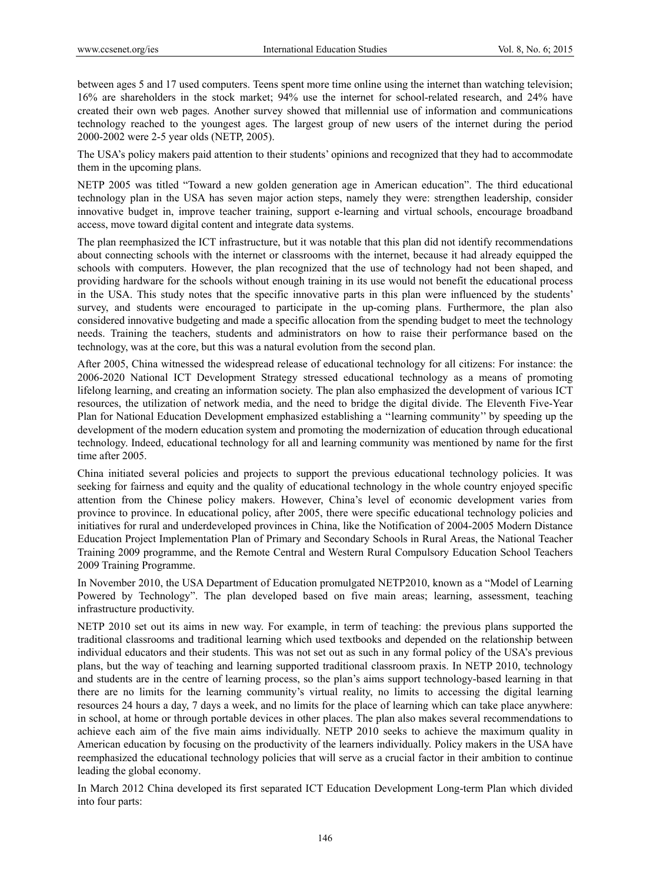between ages 5 and 17 used computers. Teens spent more time online using the internet than watching television; 16% are shareholders in the stock market; 94% use the internet for school-related research, and 24% have created their own web pages. Another survey showed that millennial use of information and communications technology reached to the youngest ages. The largest group of new users of the internet during the period 2000-2002 were 2-5 year olds (NETP, 2005).

The USA's policy makers paid attention to their students' opinions and recognized that they had to accommodate them in the upcoming plans.

NETP 2005 was titled "Toward a new golden generation age in American education". The third educational technology plan in the USA has seven major action steps, namely they were: strengthen leadership, consider innovative budget in, improve teacher training, support e-learning and virtual schools, encourage broadband access, move toward digital content and integrate data systems.

The plan reemphasized the ICT infrastructure, but it was notable that this plan did not identify recommendations about connecting schools with the internet or classrooms with the internet, because it had already equipped the schools with computers. However, the plan recognized that the use of technology had not been shaped, and providing hardware for the schools without enough training in its use would not benefit the educational process in the USA. This study notes that the specific innovative parts in this plan were influenced by the students' survey, and students were encouraged to participate in the up-coming plans. Furthermore, the plan also considered innovative budgeting and made a specific allocation from the spending budget to meet the technology needs. Training the teachers, students and administrators on how to raise their performance based on the technology, was at the core, but this was a natural evolution from the second plan.

After 2005, China witnessed the widespread release of educational technology for all citizens: For instance: the 2006-2020 National ICT Development Strategy stressed educational technology as a means of promoting lifelong learning, and creating an information society. The plan also emphasized the development of various ICT resources, the utilization of network media, and the need to bridge the digital divide. The Eleventh Five-Year Plan for National Education Development emphasized establishing a ''learning community'' by speeding up the development of the modern education system and promoting the modernization of education through educational technology. Indeed, educational technology for all and learning community was mentioned by name for the first time after 2005.

China initiated several policies and projects to support the previous educational technology policies. It was seeking for fairness and equity and the quality of educational technology in the whole country enjoyed specific attention from the Chinese policy makers. However, China's level of economic development varies from province to province. In educational policy, after 2005, there were specific educational technology policies and initiatives for rural and underdeveloped provinces in China, like the Notification of 2004-2005 Modern Distance Education Project Implementation Plan of Primary and Secondary Schools in Rural Areas, the National Teacher Training 2009 programme, and the Remote Central and Western Rural Compulsory Education School Teachers 2009 Training Programme.

In November 2010, the USA Department of Education promulgated NETP2010, known as a "Model of Learning Powered by Technology". The plan developed based on five main areas; learning, assessment, teaching infrastructure productivity.

NETP 2010 set out its aims in new way. For example, in term of teaching: the previous plans supported the traditional classrooms and traditional learning which used textbooks and depended on the relationship between individual educators and their students. This was not set out as such in any formal policy of the USA's previous plans, but the way of teaching and learning supported traditional classroom praxis. In NETP 2010, technology and students are in the centre of learning process, so the plan's aims support technology-based learning in that there are no limits for the learning community's virtual reality, no limits to accessing the digital learning resources 24 hours a day, 7 days a week, and no limits for the place of learning which can take place anywhere: in school, at home or through portable devices in other places. The plan also makes several recommendations to achieve each aim of the five main aims individually. NETP 2010 seeks to achieve the maximum quality in American education by focusing on the productivity of the learners individually. Policy makers in the USA have reemphasized the educational technology policies that will serve as a crucial factor in their ambition to continue leading the global economy.

In March 2012 China developed its first separated ICT Education Development Long-term Plan which divided into four parts: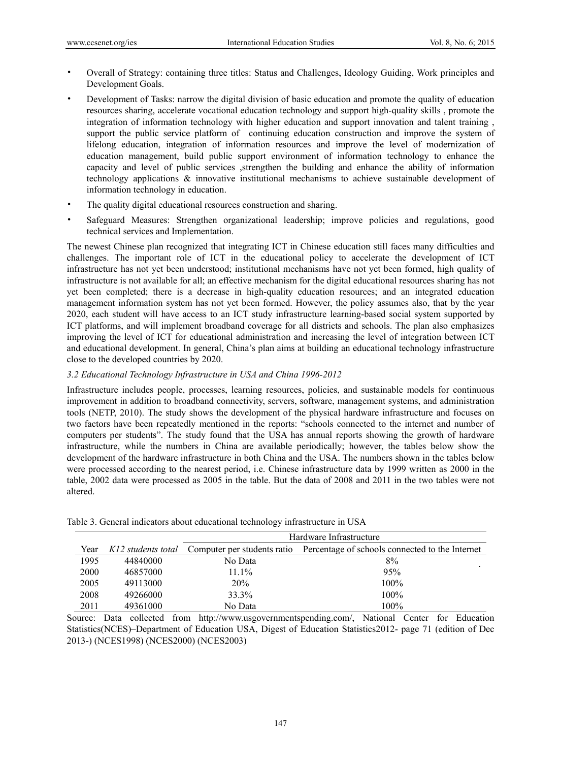- Overall of Strategy: containing three titles: Status and Challenges, Ideology Guiding, Work principles and Development Goals.
- Development of Tasks: narrow the digital division of basic education and promote the quality of education resources sharing, accelerate vocational education technology and support high-quality skills , promote the integration of information technology with higher education and support innovation and talent training , support the public service platform of continuing education construction and improve the system of lifelong education, integration of information resources and improve the level of modernization of education management, build public support environment of information technology to enhance the capacity and level of public services ,strengthen the building and enhance the ability of information technology applications & innovative institutional mechanisms to achieve sustainable development of information technology in education.
- The quality digital educational resources construction and sharing.
- Safeguard Measures: Strengthen organizational leadership; improve policies and regulations, good technical services and Implementation.

The newest Chinese plan recognized that integrating ICT in Chinese education still faces many difficulties and challenges. The important role of ICT in the educational policy to accelerate the development of ICT infrastructure has not yet been understood; institutional mechanisms have not yet been formed, high quality of infrastructure is not available for all; an effective mechanism for the digital educational resources sharing has not yet been completed; there is a decrease in high-quality education resources; and an integrated education management information system has not yet been formed. However, the policy assumes also, that by the year 2020, each student will have access to an ICT study infrastructure learning-based social system supported by ICT platforms, and will implement broadband coverage for all districts and schools. The plan also emphasizes improving the level of ICT for educational administration and increasing the level of integration between ICT and educational development. In general, China's plan aims at building an educational technology infrastructure close to the developed countries by 2020.

### *3.2 Educational Technology Infrastructure in USA and China 1996-2012*

Infrastructure includes people, processes, learning resources, policies, and sustainable models for continuous improvement in addition to broadband connectivity, servers, software, management systems, and administration tools (NETP, 2010). The study shows the development of the physical hardware infrastructure and focuses on two factors have been repeatedly mentioned in the reports: "schools connected to the internet and number of computers per students". The study found that the USA has annual reports showing the growth of hardware infrastructure, while the numbers in China are available periodically; however, the tables below show the development of the hardware infrastructure in both China and the USA. The numbers shown in the tables below were processed according to the nearest period, i.e. Chinese infrastructure data by 1999 written as 2000 in the table, 2002 data were processed as 2005 in the table. But the data of 2008 and 2011 in the two tables were not altered.

Table 3. General indicators about educational technology infrastructure in USA

| | | Hardware Infrastructure | |
|---|---|---|---|
| Year | *K12 students total* | Computer per students ratio | Percentage of schools connected to the Internet |
| 1995 | 44840000 | No Data | 8% |
| 2000 | 46857000 | 11.1% | 95% |
| 2005 | 49113000 | 20% | 100% |
| 2008 | 49266000 | 33.3% | 100% |
| 2011 | 49361000 | No Data | 100% |

Source: Data collected from http://www.usgovernmentspending.com/, National Center for Education Statistics(NCES)–Department of Education USA, Digest of Education Statistics2012- page 71 (edition of Dec 2013-) (NCES1998) (NCES2000) (NCES2003)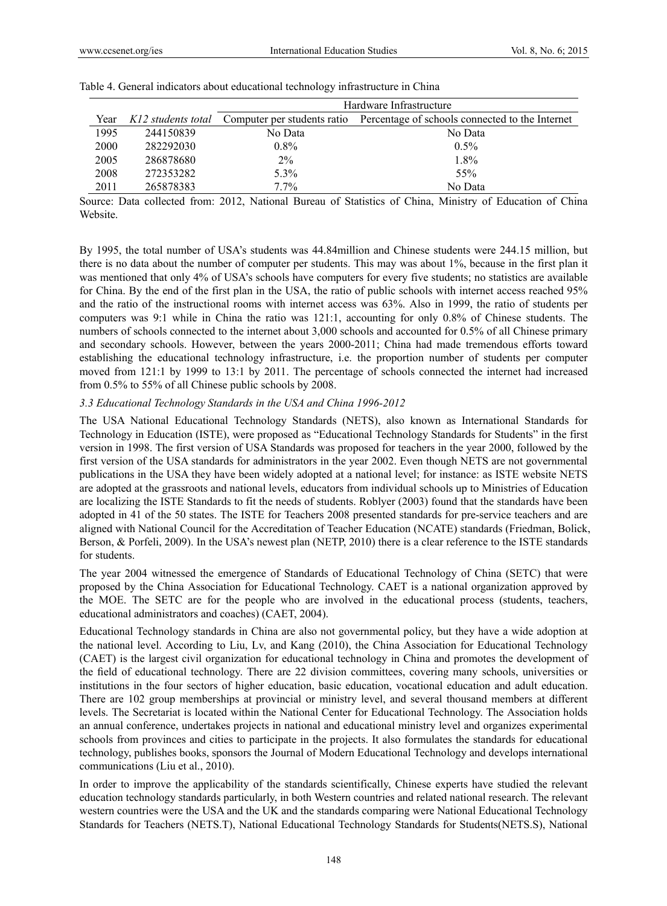Table 4. General indicators about educational technology infrastructure in China

| | | Hardware Infrastructure | |
|---|---|---|---|
| Year | *K12 students total* | Computer per students ratio | Percentage of schools connected to the Internet |
| 1995 | 244150839 | No Data | No Data |
| 2000 | 282292030 | 0.8% | 0.5% |
| 2005 | 286878680 | 2% | 1.8% |
| 2008 | 272353282 | 5.3% | 55% |
| 2011 | 265878383 | 7.7% | No Data |

Source: Data collected from: 2012, National Bureau of Statistics of China, Ministry of Education of China Website.

By 1995, the total number of USA's students was 44.84million and Chinese students were 244.15 million, but there is no data about the number of computer per students. This may was about 1%, because in the first plan it was mentioned that only 4% of USA's schools have computers for every five students; no statistics are available for China. By the end of the first plan in the USA, the ratio of public schools with internet access reached 95% and the ratio of the instructional rooms with internet access was 63%. Also in 1999, the ratio of students per computers was 9:1 while in China the ratio was 121:1, accounting for only 0.8% of Chinese students. The numbers of schools connected to the internet about 3,000 schools and accounted for 0.5% of all Chinese primary and secondary schools. However, between the years 2000-2011; China had made tremendous efforts toward establishing the educational technology infrastructure, i.e. the proportion number of students per computer moved from 121:1 by 1999 to 13:1 by 2011. The percentage of schools connected the internet had increased from 0.5% to 55% of all Chinese public schools by 2008.

### *3.3 Educational Technology Standards in the USA and China 1996-2012*

The USA National Educational Technology Standards (NETS), also known as International Standards for Technology in Education (ISTE), were proposed as "Educational Technology Standards for Students" in the first version in 1998. The first version of USA Standards was proposed for teachers in the year 2000, followed by the first version of the USA standards for administrators in the year 2002. Even though NETS are not governmental publications in the USA they have been widely adopted at a national level; for instance: as ISTE website NETS are adopted at the grassroots and national levels, educators from individual schools up to Ministries of Education are localizing the ISTE Standards to fit the needs of students. Roblyer (2003) found that the standards have been adopted in 41 of the 50 states. The ISTE for Teachers 2008 presented standards for pre-service teachers and are aligned with National Council for the Accreditation of Teacher Education (NCATE) standards (Friedman, Bolick, Berson, & Porfeli, 2009). In the USA's newest plan (NETP, 2010) there is a clear reference to the ISTE standards for students.

The year 2004 witnessed the emergence of Standards of Educational Technology of China (SETC) that were proposed by the China Association for Educational Technology. CAET is a national organization approved by the MOE. The SETC are for the people who are involved in the educational process (students, teachers, educational administrators and coaches) (CAET, 2004).

Educational Technology standards in China are also not governmental policy, but they have a wide adoption at the national level. According to Liu, Lv, and Kang (2010), the China Association for Educational Technology (CAET) is the largest civil organization for educational technology in China and promotes the development of the field of educational technology. There are 22 division committees, covering many schools, universities or institutions in the four sectors of higher education, basic education, vocational education and adult education. There are 102 group memberships at provincial or ministry level, and several thousand members at different levels. The Secretariat is located within the National Center for Educational Technology. The Association holds an annual conference, undertakes projects in national and educational ministry level and organizes experimental schools from provinces and cities to participate in the projects. It also formulates the standards for educational technology, publishes books, sponsors the Journal of Modern Educational Technology and develops international communications (Liu et al., 2010).

In order to improve the applicability of the standards scientifically, Chinese experts have studied the relevant education technology standards particularly, in both Western countries and related national research. The relevant western countries were the USA and the UK and the standards comparing were National Educational Technology Standards for Teachers (NETS.T), National Educational Technology Standards for Students(NETS.S), National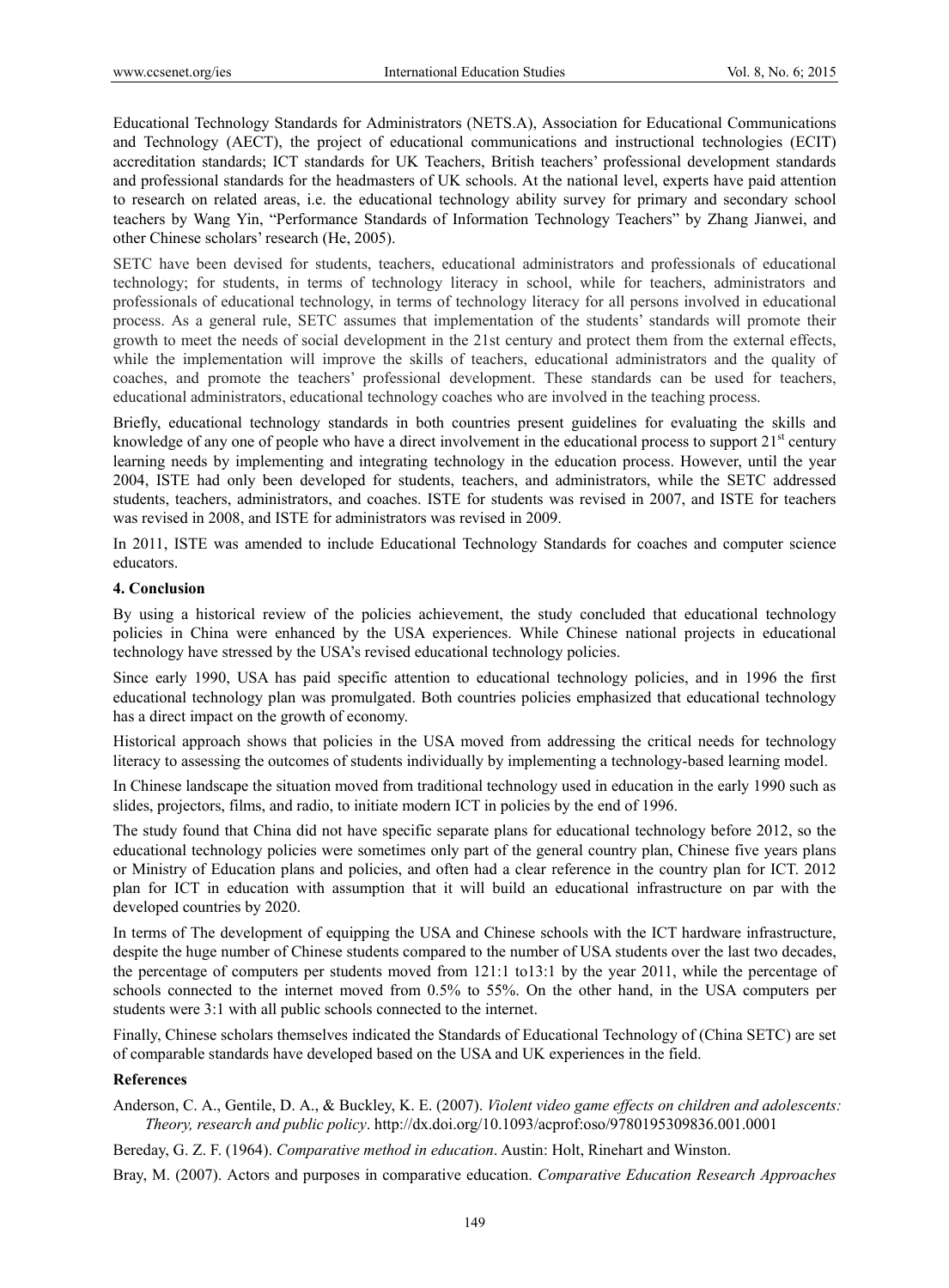Educational Technology Standards for Administrators (NETS.A), Association for Educational Communications and Technology (AECT), the project of educational communications and instructional technologies (ECIT) accreditation standards; ICT standards for UK Teachers, British teachers' professional development standards and professional standards for the headmasters of UK schools. At the national level, experts have paid attention to research on related areas, i.e. the educational technology ability survey for primary and secondary school teachers by Wang Yin, "Performance Standards of Information Technology Teachers" by Zhang Jianwei, and other Chinese scholars' research (He, 2005).

SETC have been devised for students, teachers, educational administrators and professionals of educational technology; for students, in terms of technology literacy in school, while for teachers, administrators and professionals of educational technology, in terms of technology literacy for all persons involved in educational process. As a general rule, SETC assumes that implementation of the students' standards will promote their growth to meet the needs of social development in the 21st century and protect them from the external effects, while the implementation will improve the skills of teachers, educational administrators and the quality of coaches, and promote the teachers' professional development. These standards can be used for teachers, educational administrators, educational technology coaches who are involved in the teaching process.

Briefly, educational technology standards in both countries present guidelines for evaluating the skills and knowledge of any one of people who have a direct involvement in the educational process to support 21st century learning needs by implementing and integrating technology in the education process. However, until the year 2004, ISTE had only been developed for students, teachers, and administrators, while the SETC addressed students, teachers, administrators, and coaches. ISTE for students was revised in 2007, and ISTE for teachers was revised in 2008, and ISTE for administrators was revised in 2009.

In 2011, ISTE was amended to include Educational Technology Standards for coaches and computer science educators.

## 4. Conclusion

By using a historical review of the policies achievement, the study concluded that educational technology policies in China were enhanced by the USA experiences. While Chinese national projects in educational technology have stressed by the USA's revised educational technology policies.

Since early 1990, USA has paid specific attention to educational technology policies, and in 1996 the first educational technology plan was promulgated. Both countries policies emphasized that educational technology has a direct impact on the growth of economy.

Historical approach shows that policies in the USA moved from addressing the critical needs for technology literacy to assessing the outcomes of students individually by implementing a technology-based learning model.

In Chinese landscape the situation moved from traditional technology used in education in the early 1990 such as slides, projectors, films, and radio, to initiate modern ICT in policies by the end of 1996.

The study found that China did not have specific separate plans for educational technology before 2012, so the educational technology policies were sometimes only part of the general country plan, Chinese five years plans or Ministry of Education plans and policies, and often had a clear reference in the country plan for ICT. 2012 plan for ICT in education with assumption that it will build an educational infrastructure on par with the developed countries by 2020.

In terms of The development of equipping the USA and Chinese schools with the ICT hardware infrastructure, despite the huge number of Chinese students compared to the number of USA students over the last two decades, the percentage of computers per students moved from 121:1 to13:1 by the year 2011, while the percentage of schools connected to the internet moved from 0.5% to 55%. On the other hand, in the USA computers per students were 3:1 with all public schools connected to the internet.

Finally, Chinese scholars themselves indicated the Standards of Educational Technology of (China SETC) are set of comparable standards have developed based on the USA and UK experiences in the field.

## References

Anderson, C. A., Gentile, D. A., & Buckley, K. E. (2007). *Violent video game effects on children and adolescents: Theory, research and public policy*. http://dx.doi.org/10.1093/acprof:oso/9780195309836.001.0001

Bereday, G. Z. F. (1964). *Comparative method in education*. Austin: Holt, Rinehart and Winston.

Bray, M. (2007). Actors and purposes in comparative education. *Comparative Education Research Approaches*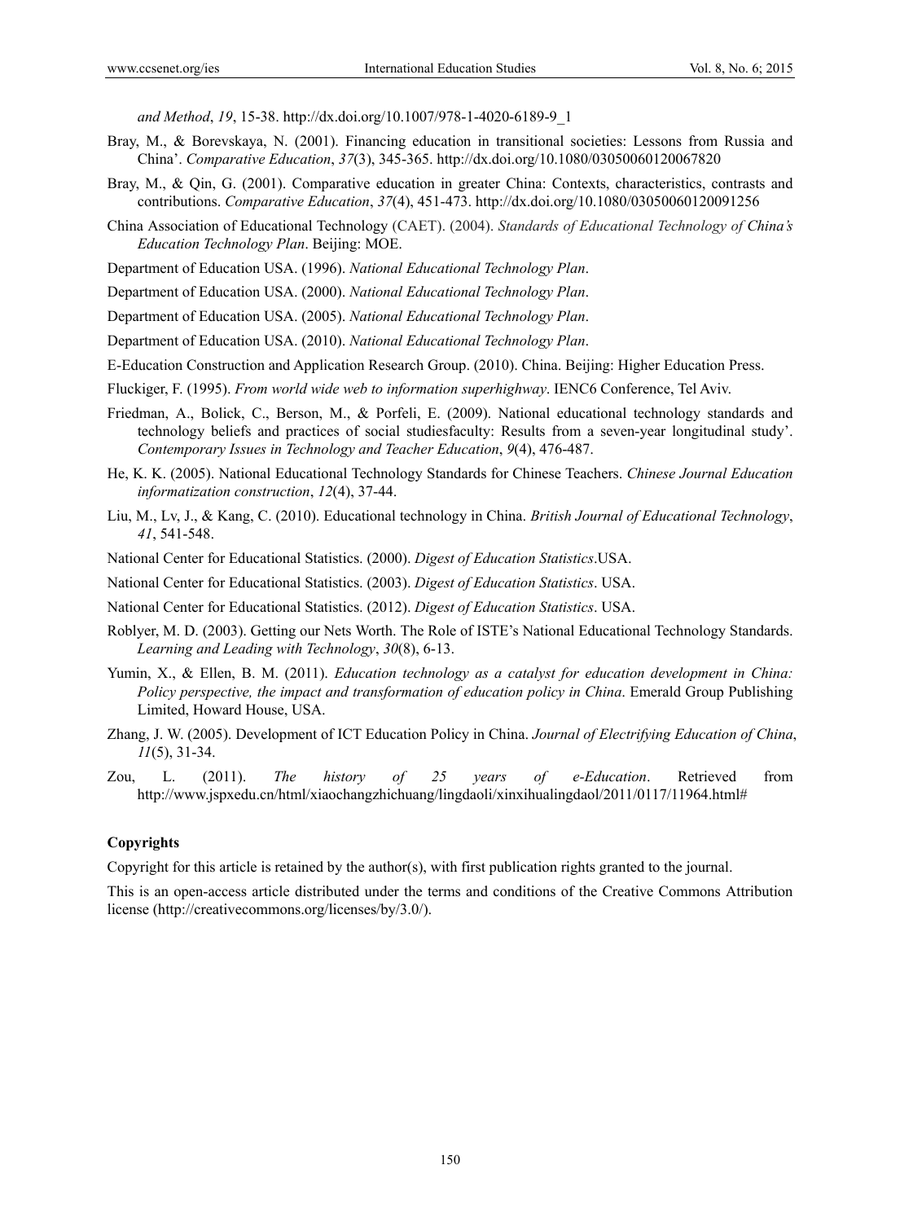*and Method*, *19*, 15-38. http://dx.doi.org/10.1007/978-1-4020-6189-9_1

Bray, M., & Borevskaya, N. (2001). Financing education in transitional societies: Lessons from Russia and China'. *Comparative Education*, *37*(3), 345-365. http://dx.doi.org/10.1080/03050060120067820

Bray, M., & Qin, G. (2001). Comparative education in greater China: Contexts, characteristics, contrasts and contributions. *Comparative Education*, *37*(4), 451-473. http://dx.doi.org/10.1080/03050060120091256

China Association of Educational Technology (CAET). (2004). *Standards of Educational Technology of China's Education Technology Plan*. Beijing: MOE.

Department of Education USA. (1996). *National Educational Technology Plan*.

Department of Education USA. (2000). *National Educational Technology Plan*.

Department of Education USA. (2005). *National Educational Technology Plan*.

Department of Education USA. (2010). *National Educational Technology Plan*.

E-Education Construction and Application Research Group. (2010). China. Beijing: Higher Education Press.

Fluckiger, F. (1995). *From world wide web to information superhighway*. IENC6 Conference, Tel Aviv.

Friedman, A., Bolick, C., Berson, M., & Porfeli, E. (2009). National educational technology standards and technology beliefs and practices of social studiesfaculty: Results from a seven-year longitudinal study'. *Contemporary Issues in Technology and Teacher Education*, *9*(4), 476-487.

He, K. K. (2005). National Educational Technology Standards for Chinese Teachers. *Chinese Journal Education informatization construction*, *12*(4), 37-44.

Liu, M., Lv, J., & Kang, C. (2010). Educational technology in China. *British Journal of Educational Technology*, *41*, 541-548.

National Center for Educational Statistics. (2000). *Digest of Education Statistics*.USA.

National Center for Educational Statistics. (2003). *Digest of Education Statistics*. USA.

National Center for Educational Statistics. (2012). *Digest of Education Statistics*. USA.

Roblyer, M. D. (2003). Getting our Nets Worth. The Role of ISTE's National Educational Technology Standards. *Learning and Leading with Technology*, *30*(8), 6-13.

Yumin, X., & Ellen, B. M. (2011). *Education technology as a catalyst for education development in China: Policy perspective, the impact and transformation of education policy in China*. Emerald Group Publishing Limited, Howard House, USA.

Zhang, J. W. (2005). Development of ICT Education Policy in China. *Journal of Electrifying Education of China*, *11*(5), 31-34.

Zou, L. (2011). *The history of 25 years of e-Education*. Retrieved from http://www.jspxedu.cn/html/xiaochangzhichuang/lingdaoli/xinxihualingdaol/2011/0117/11964.html#

### Copyrights

Copyright for this article is retained by the author(s), with first publication rights granted to the journal.

This is an open-access article distributed under the terms and conditions of the Creative Commons Attribution license (http://creativecommons.org/licenses/by/3.0/).